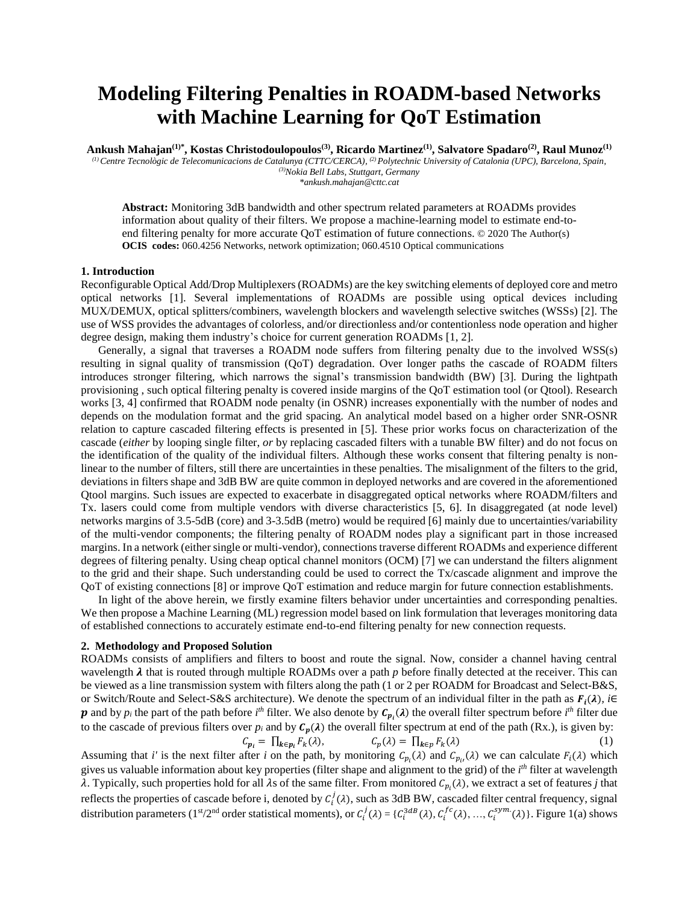# Modeling Filtering Penalties in ROADM-based Networks with Machine Learning for QoT Estimation

**Ankush Mahajan[(1)*], Kostas Christodoulopoulos[(3)], Ricardo Martinez[(1)], Salvatore Spadaro[(2)], Raul Munoz[(1)]**

*[(1)] Centre Tecnològic de Telecomunicacions de Catalunya (CTTC/CERCA), [(2)] Polytechnic University of Catalonia (UPC), Barcelona, Spain, [(3)] Nokia Bell Labs, Stuttgart, Germany*
*\*ankush.mahajan@cttc.cat*

**Abstract:** Monitoring 3dB bandwidth and other spectrum related parameters at ROADMs provides information about quality of their filters. We propose a machine-learning model to estimate end-to-end filtering penalty for more accurate QoT estimation of future connections. © 2020 The Author(s)
**OCIS codes:** 060.4256 Networks, network optimization; 060.4510 Optical communications

## 1. Introduction

Reconfigurable Optical Add/Drop Multiplexers (ROADMs) are the key switching elements of deployed core and metro optical networks [1]. Several implementations of ROADMs are possible using optical devices including MUX/DEMUX, optical splitters/combiners, wavelength blockers and wavelength selective switches (WSSs) [2]. The use of WSS provides the advantages of colorless, and/or directionless and/or contentionless node operation and higher degree design, making them industry's choice for current generation ROADMs [1, 2].

Generally, a signal that traverses a ROADM node suffers from filtering penalty due to the involved WSS(s) resulting in signal quality of transmission (QoT) degradation. Over longer paths the cascade of ROADM filters introduces stronger filtering, which narrows the signal's transmission bandwidth (BW) [3]. During the lightpath provisioning , such optical filtering penalty is covered inside margins of the QoT estimation tool (or Qtool). Research works [3, 4] confirmed that ROADM node penalty (in OSNR) increases exponentially with the number of nodes and depends on the modulation format and the grid spacing. An analytical model based on a higher order SNR-OSNR relation to capture cascaded filtering effects is presented in [5]. These prior works focus on characterization of the cascade (*either* by looping single filter, *or* by replacing cascaded filters with a tunable BW filter) and do not focus on the identification of the quality of the individual filters. Although these works consent that filtering penalty is non-linear to the number of filters, still there are uncertainties in these penalties. The misalignment of the filters to the grid, deviations in filters shape and 3dB BW are quite common in deployed networks and are covered in the aforementioned Qtool margins. Such issues are expected to exacerbate in disaggregated optical networks where ROADM/filters and Tx. lasers could come from multiple vendors with diverse characteristics [5, 6]. In disaggregated (at node level) networks margins of 3.5-5dB (core) and 3-3.5dB (metro) would be required [6] mainly due to uncertainties/variability of the multi-vendor components; the filtering penalty of ROADM nodes play a significant part in those increased margins. In a network (either single or multi-vendor), connections traverse different ROADMs and experience different degrees of filtering penalty. Using cheap optical channel monitors (OCM) [7] we can understand the filters alignment to the grid and their shape. Such understanding could be used to correct the Tx/cascade alignment and improve the QoT of existing connections [8] or improve QoT estimation and reduce margin for future connection establishments.

In light of the above herein, we firstly examine filters behavior under uncertainties and corresponding penalties. We then propose a Machine Learning (ML) regression model based on link formulation that leverages monitoring data of established connections to accurately estimate end-to-end filtering penalty for new connection requests.

## 2. Methodology and Proposed Solution

ROADMs consists of amplifiers and filters to boost and route the signal. Now, consider a channel having central wavelength $\boldsymbol{\lambda}$ that is routed through multiple ROADMs over a path $p$ before finally detected at the receiver. This can be viewed as a line transmission system with filters along the path (1 or 2 per ROADM for Broadcast and Select-B&S, or Switch/Route and Select-S&S architecture). We denote the spectrum of an individual filter in the path as $\boldsymbol{F_i(\lambda)}$, $i \in \boldsymbol{p}$ and by $p_i$ the part of the path before $i^{th}$ filter. We also denote by $\boldsymbol{C_{p_i}(\lambda)}$ the overall filter spectrum before $i^{th}$ filter due to the cascade of previous filters over $p_i$ and by $\boldsymbol{C_p(\lambda)}$ the overall filter spectrum at end of the path (Rx.), is given by:

$$C_{p_i} = \prod_{k \in p_i} F_k(\lambda), \qquad C_p(\lambda) = \prod_{k \in p} F_k(\lambda) \tag{1}$$

Assuming that $i'$ is the next filter after $i$ on the path, by monitoring $C_{p_i}(\lambda)$ and $C_{p_{i'}}(\lambda)$ we can calculate $F_i(\lambda)$ which gives us valuable information about key properties (filter shape and alignment to the grid) of the $i^{th}$ filter at wavelength $\lambda$. Typically, such properties hold for all $\lambda$s of the same filter. From monitored $C_{p_i}(\lambda)$, we extract a set of features $j$ that reflects the properties of cascade before i, denoted by $C_i^j(\lambda)$, such as 3dB BW, cascaded filter central frequency, signal distribution parameters (1st/2nd order statistical moments), or $C_i^j(\lambda) = \{C_i^{3dB}(\lambda), C_i^{fc}(\lambda), \ldots, C_i^{sym.}(\lambda)\}$. Figure 1(a) shows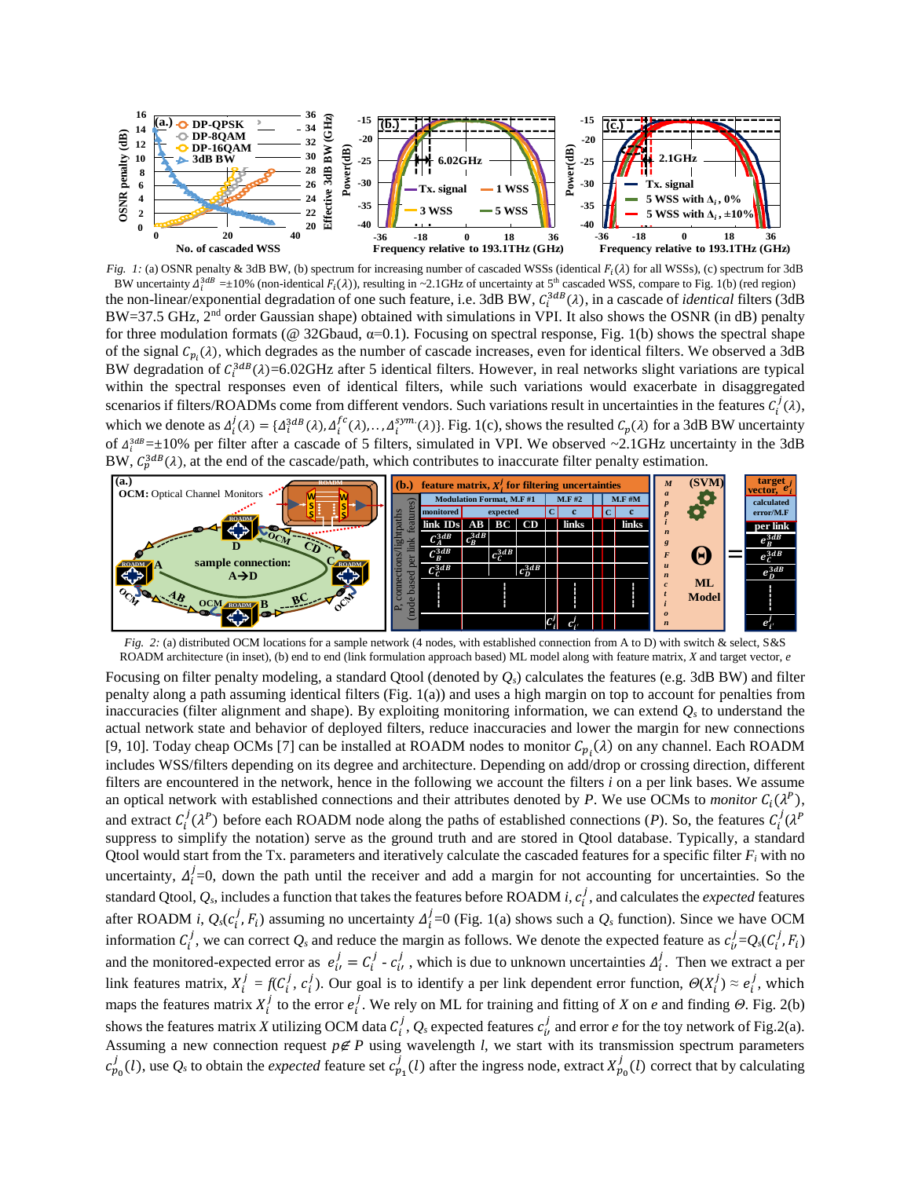*Fig. 1:* (a) OSNR penalty & 3dB BW, (b) spectrum for increasing number of cascaded WSSs (identical $F_i(\lambda)$ for all WSSs), (c) spectrum for 3dB BW uncertainty $\Delta_i^{3dB}$ =±10% (non-identical $F_i(\lambda)$), resulting in ~2.1GHz of uncertainty at 5[th] cascaded WSS, compare to Fig. 1(b) (red region)

the non-linear/exponential degradation of one such feature, i.e. 3dB BW, $C_i^{3dB}(\lambda)$, in a cascade of *identical* filters (3dB BW=37.5 GHz, 2[nd] order Gaussian shape) obtained with simulations in VPI. It also shows the OSNR (in dB) penalty for three modulation formats (@ 32Gbaud, α=0.1). Focusing on spectral response, Fig. 1(b) shows the spectral shape of the signal $C_{p_i}(\lambda)$, which degrades as the number of cascade increases, even for identical filters. We observed a 3dB BW degradation of $C_i^{3dB}(\lambda)$=6.02GHz after 5 identical filters. However, in real networks slight variations are typical within the spectral responses even of identical filters, while such variations would exacerbate in disaggregated scenarios if filters/ROADMs come from different vendors. Such variations result in uncertainties in the features $C_i^j(\lambda)$, which we denote as $\Delta_i^j(\lambda) = \{\Delta_i^{3dB}(\lambda), \Delta_i^{fc}(\lambda), .., \Delta_i^{sym.}(\lambda)\}$. Fig. 1(c), shows the resulted $C_p(\lambda)$ for a 3dB BW uncertainty of $\Delta_i^{3dB}$=±10% per filter after a cascade of 5 filters, simulated in VPI. We observed ~2.1GHz uncertainty in the 3dB BW, $C_p^{3dB}(\lambda)$, at the end of the cascade/path, which contributes to inaccurate filter penalty estimation.

*Fig. 2:* (a) distributed OCM locations for a sample network (4 nodes, with established connection from A to D) with switch & select, S&S ROADM architecture (in inset), (b) end to end (link formulation approach based) ML model along with feature matrix, *X* and target vector, *e*

Focusing on filter penalty modeling, a standard Qtool (denoted by $Q_s$) calculates the features (e.g. 3dB BW) and filter penalty along a path assuming identical filters (Fig. 1(a)) and uses a high margin on top to account for penalties from inaccuracies (filter alignment and shape). By exploiting monitoring information, we can extend $Q_s$ to understand the actual network state and behavior of deployed filters, reduce inaccuracies and lower the margin for new connections [9, 10]. Today cheap OCMs [7] can be installed at ROADM nodes to monitor $C_{p_i}(\lambda)$ on any channel. Each ROADM includes WSS/filters depending on its degree and architecture. Depending on add/drop or crossing direction, different filters are encountered in the network, hence in the following we account the filters *i* on a per link bases. We assume an optical network with established connections and their attributes denoted by *P*. We use OCMs to *monitor* $C_i(\lambda^P)$, and extract $C_i^j(\lambda^P)$ before each ROADM node along the paths of established connections (*P*). So, the features $C_i^j(\lambda^P$ suppress to simplify the notation) serve as the ground truth and are stored in Qtool database. Typically, a standard Qtool would start from the Tx. parameters and iteratively calculate the cascaded features for a specific filter $F_i$ with no uncertainty, $\Delta_i^j$=0, down the path until the receiver and add a margin for not accounting for uncertainties. So the standard Qtool, $Q_s$, includes a function that takes the features before ROADM *i*, $c_i^j$, and calculates the *expected* features after ROADM *i*, $Q_s(c_i^j, F_i)$ assuming no uncertainty $\Delta_i^j$=0 (Fig. 1(a) shows such a $Q_s$ function). Since we have OCM information $C_i^j$, we can correct $Q_s$ and reduce the margin as follows. We denote the expected feature as $c_{i'}^j$=$Q_s(C_i^j, F_i)$ and the monitored-expected error as $e_{i'}^j = C_i^j - c_{i'}^j$, which is due to unknown uncertainties $\Delta_i^j$. Then we extract a per link features matrix, $X_i^j = f(C_i^j, c_i^j)$. Our goal is to identify a per link dependent error function, $\Theta(X_i^j) \approx e_i^j$, which maps the features matrix $X_i^j$ to the error $e_i^j$. We rely on ML for training and fitting of *X* on *e* and finding $\Theta$. Fig. 2(b) shows the features matrix *X* utilizing OCM data $C_i^j$, $Q_s$ expected features $c_{i'}^j$ and error *e* for the toy network of Fig.2(a). Assuming a new connection request $p \notin P$ using wavelength *l*, we start with its transmission spectrum parameters $c_{p_0}^j(l)$, use $Q_s$ to obtain the *expected* feature set $c_{p_1}^j(l)$ after the ingress node, extract $X_{p_0}^j(l)$ correct that by calculating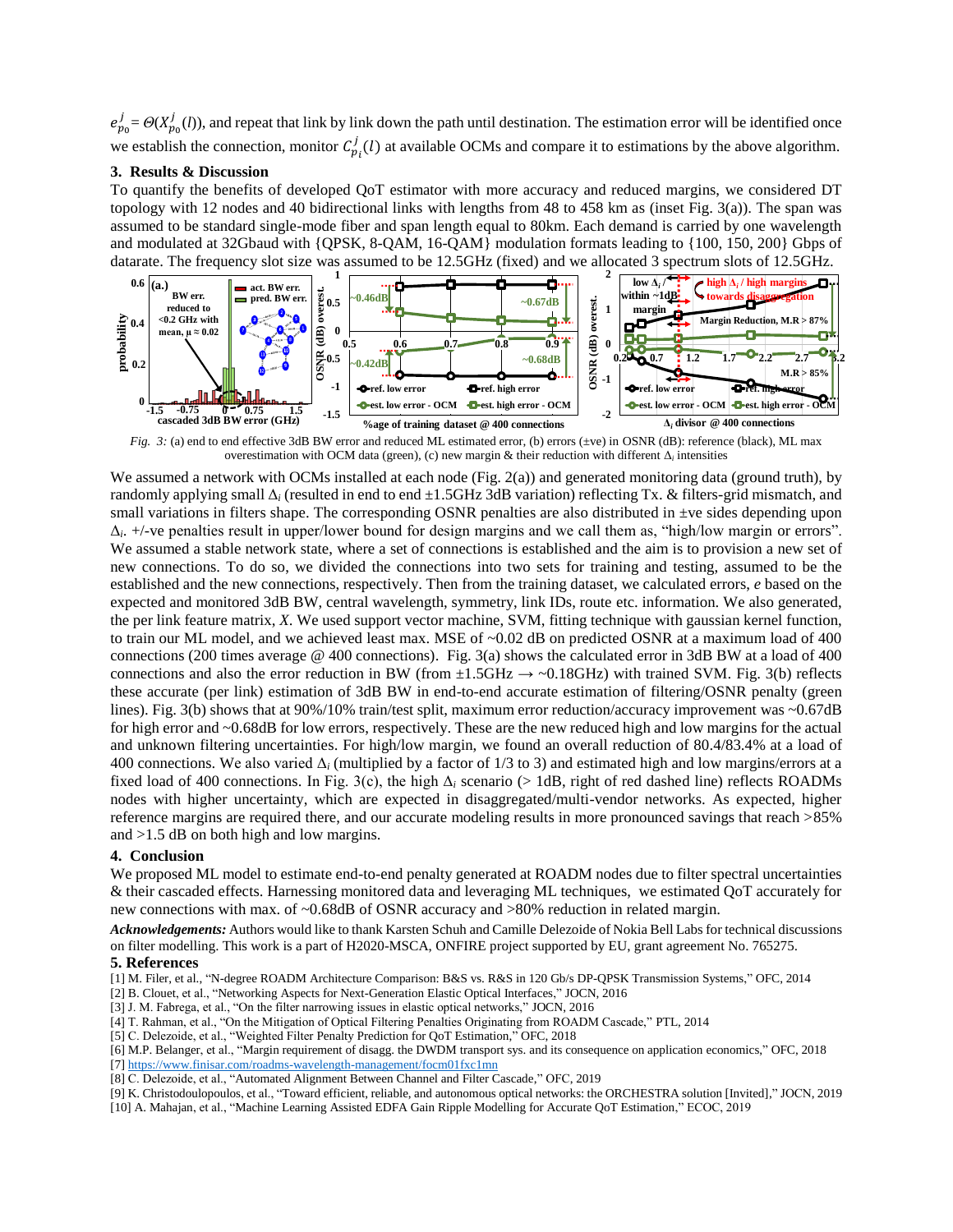$e^j_{p_0} = \Theta(X^j_{p_0}(l))$, and repeat that link by link down the path until destination. The estimation error will be identified once we establish the connection, monitor $C^j_{p_i}(l)$ at available OCMs and compare it to estimations by the above algorithm.

## 3. Results & Discussion

To quantify the benefits of developed QoT estimator with more accuracy and reduced margins, we considered DT topology with 12 nodes and 40 bidirectional links with lengths from 48 to 458 km as (inset Fig. 3(a)). The span was assumed to be standard single-mode fiber and span length equal to 80km. Each demand is carried by one wavelength and modulated at 32Gbaud with {QPSK, 8-QAM, 16-QAM} modulation formats leading to {100, 150, 200} Gbps of datarate. The frequency slot size was assumed to be 12.5GHz (fixed) and we allocated 3 spectrum slots of 12.5GHz.

(a.)
act. BW err.
pred. BW err.
BW err. reduced to <0.2 GHz with mean, μ ≈ 0.02
probability
0.6
0.4
0.2
0
-1.5 -0.75 0 0.75 1.5
cascaded 3dB BW error (GHz)

OSNR (dB) overest.
1
0.5
0
-0.5
-1
-1.5
~0.46dB
~0.67dB
~0.42dB
~0.68dB
0.5 0.6 0.7 0.8 0.9
ref. low error
ref. high error
est. low error - OCM
est. high error - OCM
%age of training dataset @ 400 connections

OSNR (dB) overest.
2
1
0
-1
-2
low $\Delta_i$ / within ~1dB margin
high $\Delta_i$ / high margins towards disaggregation
Margin Reduction, M.R > 87%
M.R > 85%
0.2 0.7 1.2 1.7 2.2 2.7 3.2
ref. low error
ref. high error
est. low error - OCM
est. high error - OCM
$\Delta_i$ divisor @ 400 connections

*Fig. 3:* (a) end to end effective 3dB BW error and reduced ML estimated error, (b) errors (±ve) in OSNR (dB): reference (black), ML max overestimation with OCM data (green), (c) new margin & their reduction with different $\Delta_i$ intensities

We assumed a network with OCMs installed at each node (Fig. 2(a)) and generated monitoring data (ground truth), by randomly applying small $\Delta_i$ (resulted in end to end ±1.5GHz 3dB variation) reflecting Tx. & filters-grid mismatch, and small variations in filters shape. The corresponding OSNR penalties are also distributed in ±ve sides depending upon $\Delta_i$. +/-ve penalties result in upper/lower bound for design margins and we call them as, "high/low margin or errors". We assumed a stable network state, where a set of connections is established and the aim is to provision a new set of new connections. To do so, we divided the connections into two sets for training and testing, assumed to be the established and the new connections, respectively. Then from the training dataset, we calculated errors, *e* based on the expected and monitored 3dB BW, central wavelength, symmetry, link IDs, route etc. information. We also generated, the per link feature matrix, *X*. We used support vector machine, SVM, fitting technique with gaussian kernel function, to train our ML model, and we achieved least max. MSE of ~0.02 dB on predicted OSNR at a maximum load of 400 connections (200 times average @ 400 connections). Fig. 3(a) shows the calculated error in 3dB BW at a load of 400 connections and also the error reduction in BW (from ±1.5GHz → ~0.18GHz) with trained SVM. Fig. 3(b) reflects these accurate (per link) estimation of 3dB BW in end-to-end accurate estimation of filtering/OSNR penalty (green lines). Fig. 3(b) shows that at 90%/10% train/test split, maximum error reduction/accuracy improvement was ~0.67dB for high error and ~0.68dB for low errors, respectively. These are the new reduced high and low margins for the actual and unknown filtering uncertainties. For high/low margin, we found an overall reduction of 80.4/83.4% at a load of 400 connections. We also varied $\Delta_i$ (multiplied by a factor of 1/3 to 3) and estimated high and low margins/errors at a fixed load of 400 connections. In Fig. 3(c), the high $\Delta_i$ scenario (> 1dB, right of red dashed line) reflects ROADMs nodes with higher uncertainty, which are expected in disaggregated/multi-vendor networks. As expected, higher reference margins are required there, and our accurate modeling results in more pronounced savings that reach >85% and >1.5 dB on both high and low margins.

## 4. Conclusion

We proposed ML model to estimate end-to-end penalty generated at ROADM nodes due to filter spectral uncertainties & their cascaded effects. Harnessing monitored data and leveraging ML techniques, we estimated QoT accurately for new connections with max. of ~0.68dB of OSNR accuracy and >80% reduction in related margin.

***Acknowledgements:*** Authors would like to thank Karsten Schuh and Camille Delezoide of Nokia Bell Labs for technical discussions on filter modelling. This work is a part of H2020-MSCA, ONFIRE project supported by EU, grant agreement No. 765275.

## 5. References

[1] M. Filer, et al., "N-degree ROADM Architecture Comparison: B&S vs. R&S in 120 Gb/s DP-QPSK Transmission Systems," OFC, 2014
[2] B. Clouet, et al., "Networking Aspects for Next-Generation Elastic Optical Interfaces," JOCN, 2016
[3] J. M. Fabrega, et al., "On the filter narrowing issues in elastic optical networks," JOCN, 2016
[4] T. Rahman, et al., "On the Mitigation of Optical Filtering Penalties Originating from ROADM Cascade," PTL, 2014
[5] C. Delezoide, et al., "Weighted Filter Penalty Prediction for QoT Estimation," OFC, 2018
[6] M.P. Belanger, et al., "Margin requirement of disagg. the DWDM transport sys. and its consequence on application economics," OFC, 2018
[7] https://www.finisar.com/roadms-wavelength-management/focm01fxc1mn
[8] C. Delezoide, et al., "Automated Alignment Between Channel and Filter Cascade," OFC, 2019
[9] K. Christodoulopoulos, et al., "Toward efficient, reliable, and autonomous optical networks: the ORCHESTRA solution [Invited]," JOCN, 2019
[10] A. Mahajan, et al., "Machine Learning Assisted EDFA Gain Ripple Modelling for Accurate QoT Estimation," ECOC, 2019